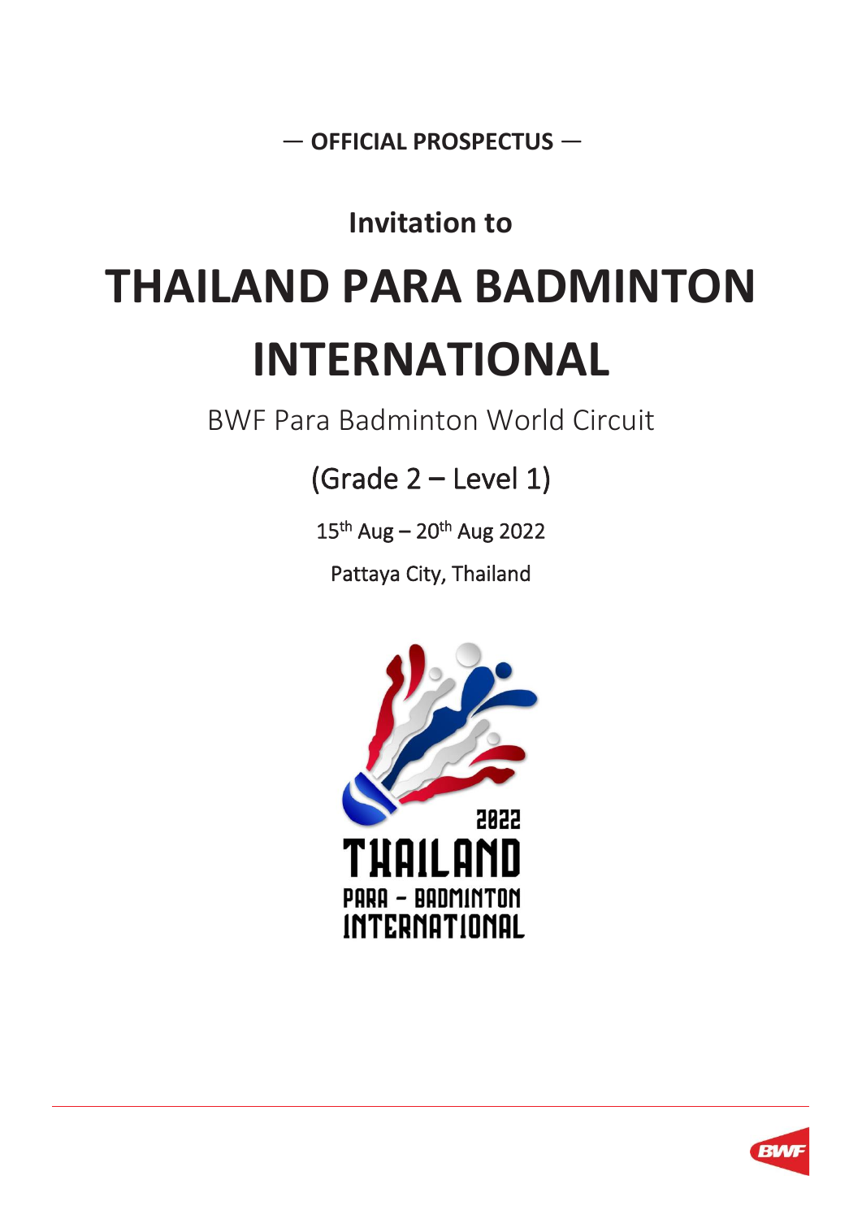— **OFFICIAL PROSPECTUS** —

**Invitation to**

# THAILAND PARA BADMINTON INTERNATIONAL

BWF Para Badminton World Circuit

(Grade 2 – Level 1)

15th Aug – 20th Aug 2022

Pattaya City, Thailand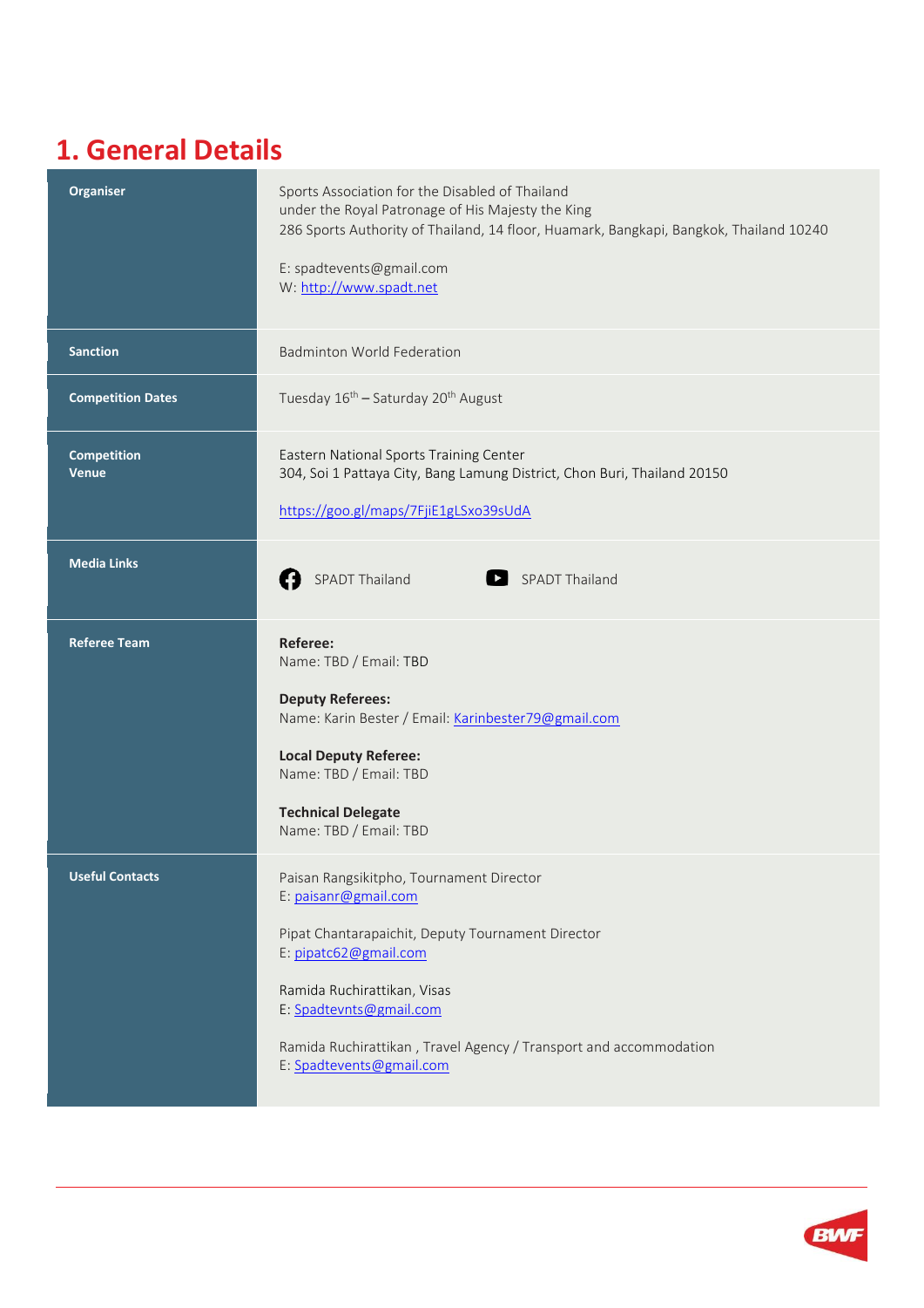# 1. General Details

| | |
|---|---|
| **Organiser** | Sports Association for the Disabled of Thailand<br>under the Royal Patronage of His Majesty the King<br>286 Sports Authority of Thailand, 14 floor, Huamark, Bangkapi, Bangkok, Thailand 10240<br><br>E: spadtevents@gmail.com<br>W: http://www.spadt.net |
| **Sanction** | Badminton World Federation |
| **Competition Dates** | Tuesday 16th – Saturday 20th August |
| **Competition Venue** | Eastern National Sports Training Center<br>304, Soi 1 Pattaya City, Bang Lamung District, Chon Buri, Thailand 20150<br><br>https://goo.gl/maps/7FjiE1gLSxo39sUdA |
| **Media Links** | SPADT Thailand &nbsp;&nbsp;&nbsp; SPADT Thailand |
| **Referee Team** | **Referee:**<br>Name: TBD / Email: TBD<br><br>**Deputy Referees:**<br>Name: Karin Bester / Email: Karinbester79@gmail.com<br><br>**Local Deputy Referee:**<br>Name: TBD / Email: TBD<br><br>**Technical Delegate**<br>Name: TBD / Email: TBD |
| **Useful Contacts** | Paisan Rangsikitpho, Tournament Director<br>E: paisanr@gmail.com<br><br>Pipat Chantarapaichit, Deputy Tournament Director<br>E: pipatc62@gmail.com<br><br>Ramida Ruchirattikan, Visas<br>E: Spadtevnts@gmail.com<br><br>Ramida Ruchirattikan , Travel Agency / Transport and accommodation<br>E: Spadtevents@gmail.com |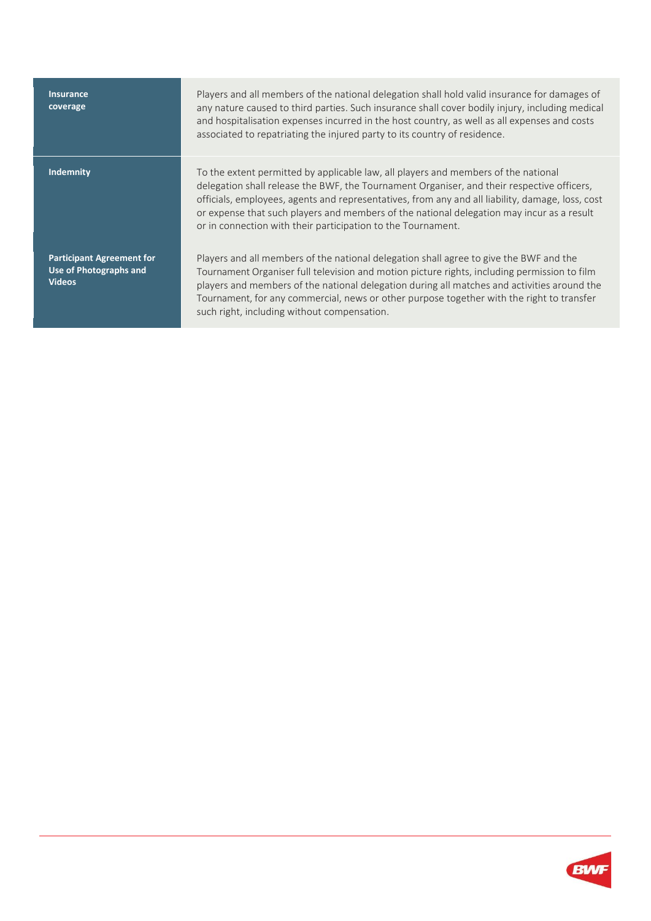| | |
|---|---|
| **Insurance coverage** | Players and all members of the national delegation shall hold valid insurance for damages of any nature caused to third parties. Such insurance shall cover bodily injury, including medical and hospitalisation expenses incurred in the host country, as well as all expenses and costs associated to repatriating the injured party to its country of residence. |
| **Indemnity** | To the extent permitted by applicable law, all players and members of the national delegation shall release the BWF, the Tournament Organiser, and their respective officers, officials, employees, agents and representatives, from any and all liability, damage, loss, cost or expense that such players and members of the national delegation may incur as a result or in connection with their participation to the Tournament. |
| **Participant Agreement for Use of Photographs and Videos** | Players and all members of the national delegation shall agree to give the BWF and the Tournament Organiser full television and motion picture rights, including permission to film players and members of the national delegation during all matches and activities around the Tournament, for any commercial, news or other purpose together with the right to transfer such right, including without compensation. |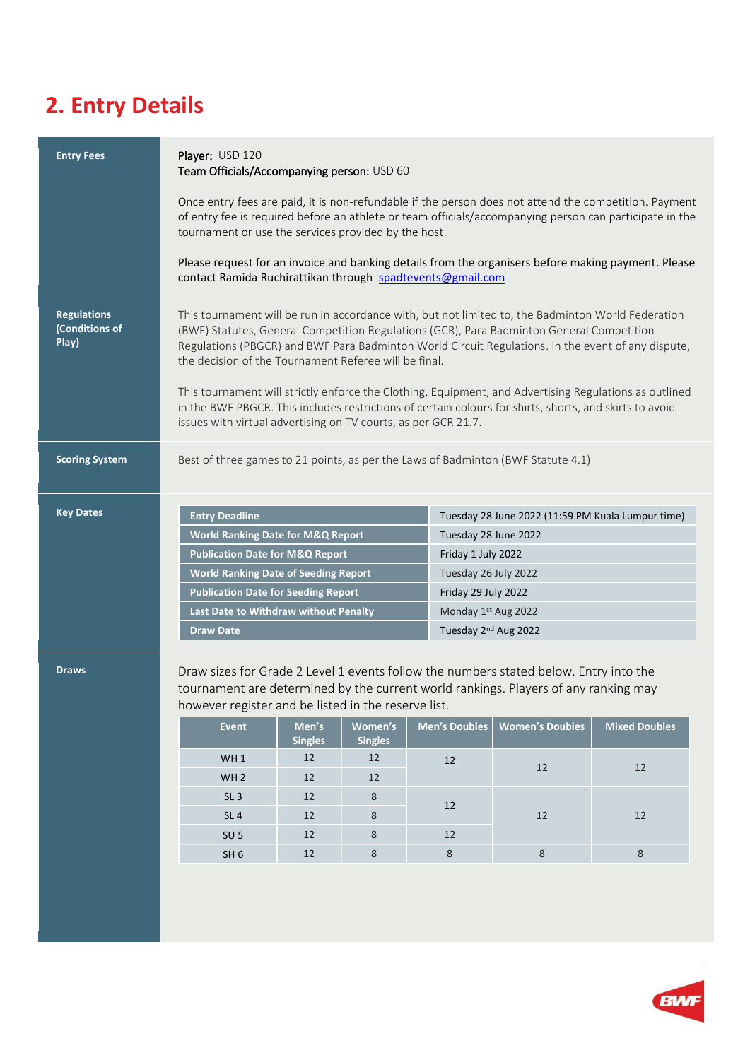## 2. Entry Details

### Entry Fees

**Player:** USD 120
**Team Officials/Accompanying person:** USD 60

Once entry fees are paid, it is non-refundable if the person does not attend the competition. Payment of entry fee is required before an athlete or team officials/accompanying person can participate in the tournament or use the services provided by the host.

Please request for an invoice and banking details from the organisers before making payment. Please contact Ramida Ruchirattikan through spadtevents@gmail.com

### Regulations (Conditions of Play)

This tournament will be run in accordance with, but not limited to, the Badminton World Federation (BWF) Statutes, General Competition Regulations (GCR), Para Badminton General Competition Regulations (PBGCR) and BWF Para Badminton World Circuit Regulations. In the event of any dispute, the decision of the Tournament Referee will be final.

This tournament will strictly enforce the Clothing, Equipment, and Advertising Regulations as outlined in the BWF PBGCR. This includes restrictions of certain colours for shirts, shorts, and skirts to avoid issues with virtual advertising on TV courts, as per GCR 21.7.

### Scoring System

Best of three games to 21 points, as per the Laws of Badminton (BWF Statute 4.1)

### Key Dates

| | |
|---|---|
| **Entry Deadline** | Tuesday 28 June 2022 (11:59 PM Kuala Lumpur time) |
| **World Ranking Date for M&Q Report** | Tuesday 28 June 2022 |
| **Publication Date for M&Q Report** | Friday 1 July 2022 |
| **World Ranking Date of Seeding Report** | Tuesday 26 July 2022 |
| **Publication Date for Seeding Report** | Friday 29 July 2022 |
| **Last Date to Withdraw without Penalty** | Monday 1st Aug 2022 |
| **Draw Date** | Tuesday 2nd Aug 2022 |

### Draws

Draw sizes for Grade 2 Level 1 events follow the numbers stated below. Entry into the tournament are determined by the current world rankings. Players of any ranking may however register and be listed in the reserve list.

| Event | Men's Singles | Women's Singles | Men's Doubles | Women's Doubles | Mixed Doubles |
|---|---|---|---|---|---|
| WH 1 | 12 | 12 | 12 | 12 | 12 |
| WH 2 | 12 | 12 | | | |
| SL 3 | 12 | 8 | 12 | 12 | 12 |
| SL 4 | 12 | 8 | | | |
| SU 5 | 12 | 8 | 12 | | |
| SH 6 | 12 | 8 | 8 | 8 | 8 |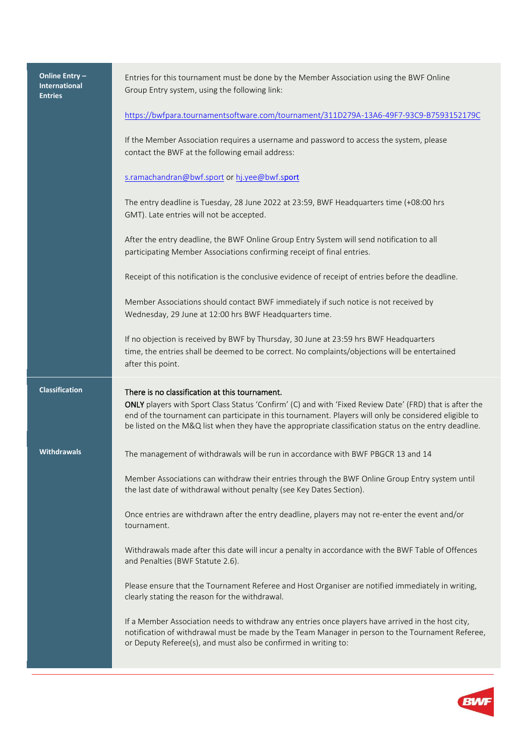| | |
|---|---|
| **Online Entry – International Entries** | Entries for this tournament must be done by the Member Association using the BWF Online Group Entry system, using the following link:<br><br>https://bwfpara.tournamentsoftware.com/tournament/311D279A-13A6-49F7-93C9-B7593152179C<br><br>If the Member Association requires a username and password to access the system, please contact the BWF at the following email address:<br><br>s.ramachandran@bwf.sport or hj.yee@bwf.sport<br><br>The entry deadline is Tuesday, 28 June 2022 at 23:59, BWF Headquarters time (+08:00 hrs GMT). Late entries will not be accepted.<br><br>After the entry deadline, the BWF Online Group Entry System will send notification to all participating Member Associations confirming receipt of final entries.<br><br>Receipt of this notification is the conclusive evidence of receipt of entries before the deadline.<br><br>Member Associations should contact BWF immediately if such notice is not received by Wednesday, 29 June at 12:00 hrs BWF Headquarters time.<br><br>If no objection is received by BWF by Thursday, 30 June at 23:59 hrs BWF Headquarters time, the entries shall be deemed to be correct. No complaints/objections will be entertained after this point. |
| **Classification** | There is no classification at this tournament.<br>**ONLY** players with Sport Class Status 'Confirm' (C) and with 'Fixed Review Date' (FRD) that is after the end of the tournament can participate in this tournament. Players will only be considered eligible to be listed on the M&Q list when they have the appropriate classification status on the entry deadline. |
| **Withdrawals** | The management of withdrawals will be run in accordance with BWF PBGCR 13 and 14<br><br>Member Associations can withdraw their entries through the BWF Online Group Entry system until the last date of withdrawal without penalty (see Key Dates Section).<br><br>Once entries are withdrawn after the entry deadline, players may not re-enter the event and/or tournament.<br><br>Withdrawals made after this date will incur a penalty in accordance with the BWF Table of Offences and Penalties (BWF Statute 2.6).<br><br>Please ensure that the Tournament Referee and Host Organiser are notified immediately in writing, clearly stating the reason for the withdrawal.<br><br>If a Member Association needs to withdraw any entries once players have arrived in the host city, notification of withdrawal must be made by the Team Manager in person to the Tournament Referee, or Deputy Referee(s), and must also be confirmed in writing to: |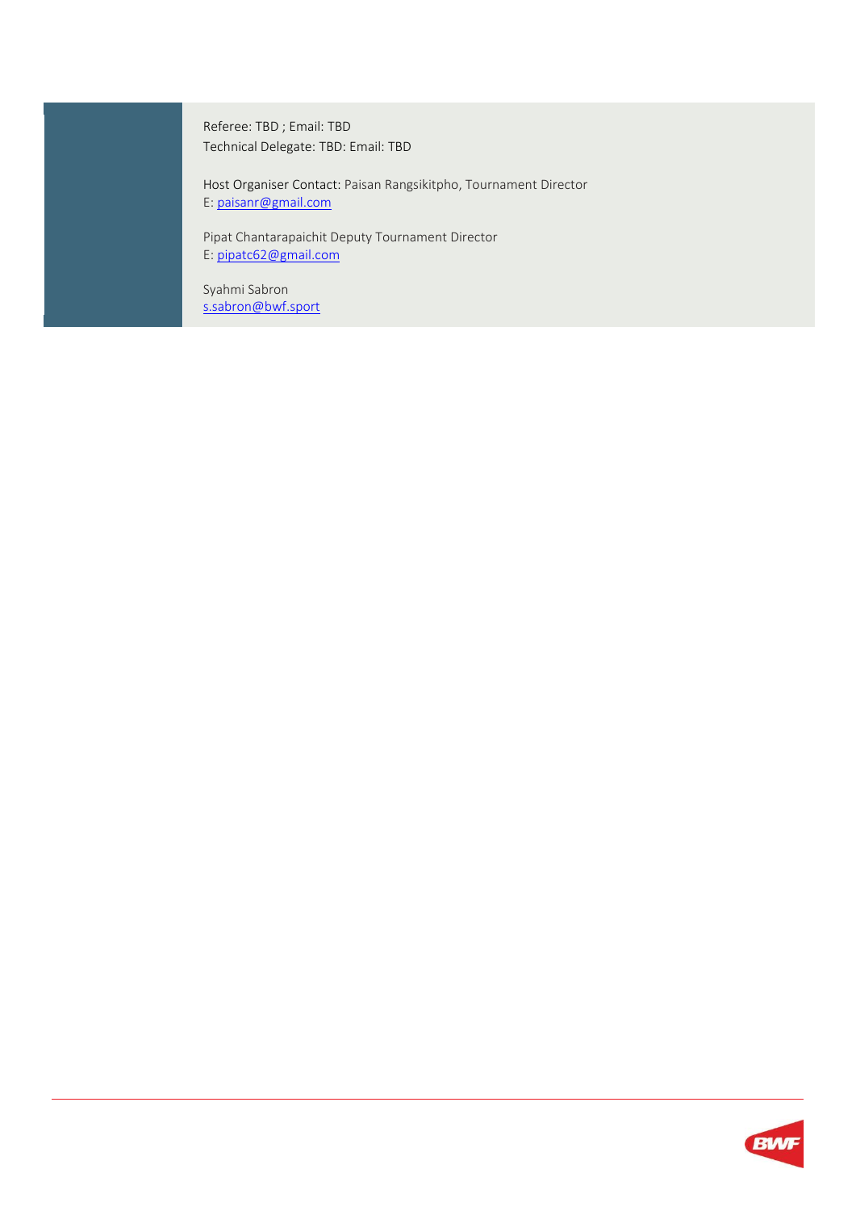Referee: TBD ; Email: TBD
Technical Delegate: TBD: Email: TBD

Host Organiser Contact: Paisan Rangsikitpho, Tournament Director
E: paisanr@gmail.com

Pipat Chantarapaichit Deputy Tournament Director
E: pipatc62@gmail.com

Syahmi Sabron
s.sabron@bwf.sport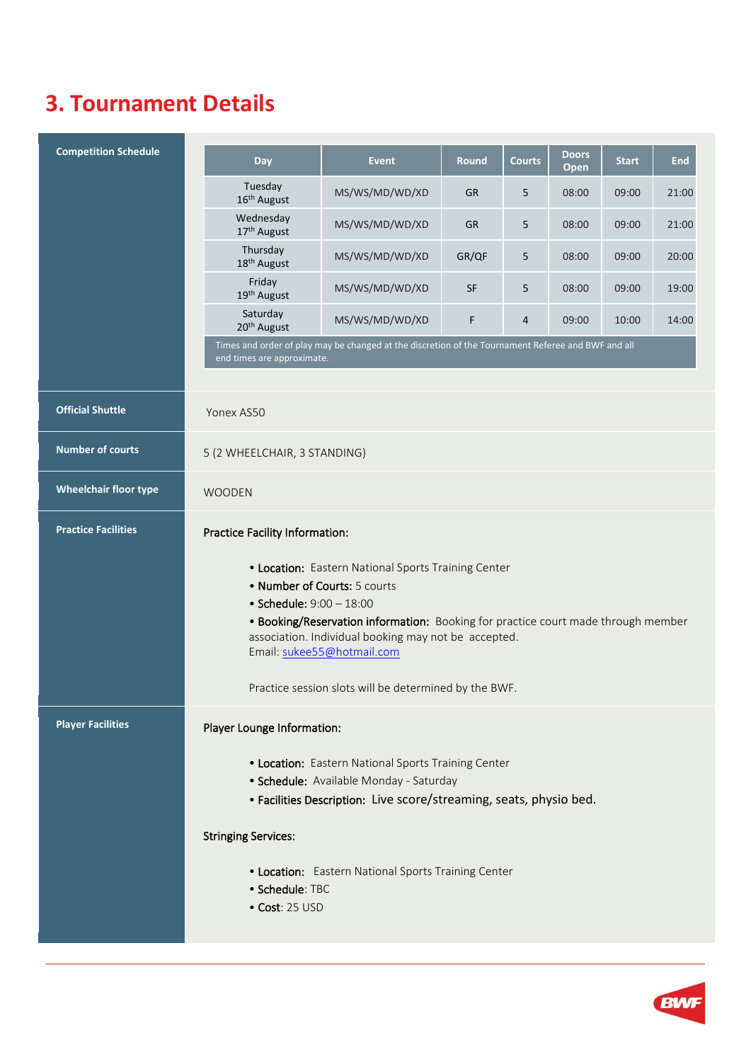# 3. Tournament Details

## Competition Schedule

| Day | Event | Round | Courts | Doors Open | Start | End |
|---|---|---|---|---|---|---|
| Tuesday 16th August | MS/WS/MD/WD/XD | GR | 5 | 08:00 | 09:00 | 21:00 |
| Wednesday 17th August | MS/WS/MD/WD/XD | GR | 5 | 08:00 | 09:00 | 21:00 |
| Thursday 18th August | MS/WS/MD/WD/XD | GR/QF | 5 | 08:00 | 09:00 | 20:00 |
| Friday 19th August | MS/WS/MD/WD/XD | SF | 5 | 08:00 | 09:00 | 19:00 |
| Saturday 20th August | MS/WS/MD/WD/XD | F | 4 | 09:00 | 10:00 | 14:00 |

Times and order of play may be changed at the discretion of the Tournament Referee and BWF and all end times are approximate.

## Official Shuttle

Yonex AS50

## Number of courts

5 (2 WHEELCHAIR, 3 STANDING)

## Wheelchair floor type

WOODEN

## Practice Facilities

Practice Facility Information:

- **Location:** Eastern National Sports Training Center
- **Number of Courts:** 5 courts
- **Schedule:** 9:00 – 18:00
- **Booking/Reservation information:** Booking for practice court made through member association. Individual booking may not be accepted.
  Email: sukee55@hotmail.com

Practice session slots will be determined by the BWF.

## Player Facilities

Player Lounge Information:

- **Location:** Eastern National Sports Training Center
- **Schedule:** Available Monday - Saturday
- **Facilities Description:** Live score/streaming, seats, physio bed.

Stringing Services:

- **Location:** Eastern National Sports Training Center
- **Schedule:** TBC
- **Cost:** 25 USD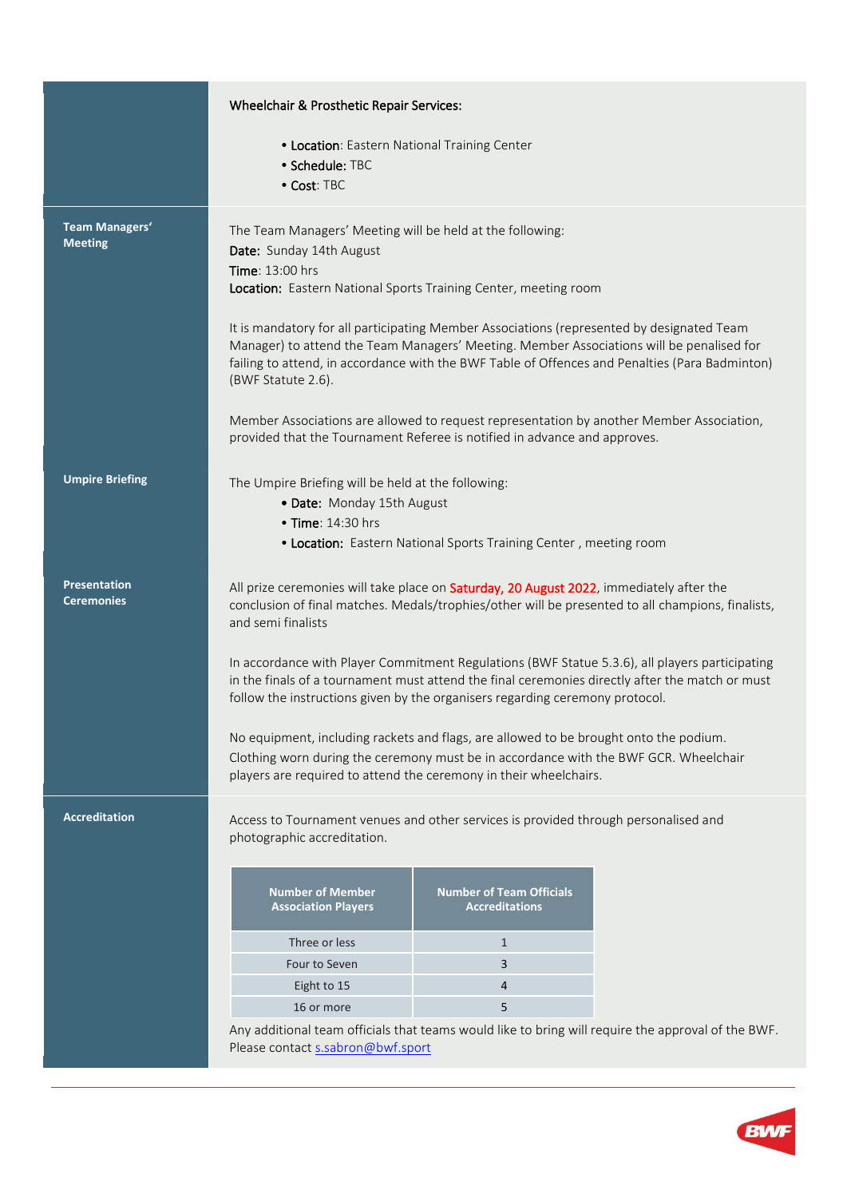**Wheelchair & Prosthetic Repair Services:**

- **Location**: Eastern National Training Center
- **Schedule:** TBC
- **Cost**: TBC

## Team Managers' Meeting

The Team Managers' Meeting will be held at the following:

**Date:** Sunday 14th August
**Time**: 13:00 hrs
**Location:** Eastern National Sports Training Center, meeting room

It is mandatory for all participating Member Associations (represented by designated Team Manager) to attend the Team Managers' Meeting. Member Associations will be penalised for failing to attend, in accordance with the BWF Table of Offences and Penalties (Para Badminton) (BWF Statute 2.6).

Member Associations are allowed to request representation by another Member Association, provided that the Tournament Referee is notified in advance and approves.

## Umpire Briefing

The Umpire Briefing will be held at the following:

- **Date:** Monday 15th August
- **Time**: 14:30 hrs
- **Location:** Eastern National Sports Training Center , meeting room

## Presentation Ceremonies

All prize ceremonies will take place on Saturday, 20 August 2022, immediately after the conclusion of final matches. Medals/trophies/other will be presented to all champions, finalists, and semi finalists

In accordance with Player Commitment Regulations (BWF Statue 5.3.6), all players participating in the finals of a tournament must attend the final ceremonies directly after the match or must follow the instructions given by the organisers regarding ceremony protocol.

No equipment, including rackets and flags, are allowed to be brought onto the podium. Clothing worn during the ceremony must be in accordance with the BWF GCR. Wheelchair players are required to attend the ceremony in their wheelchairs.

## Accreditation

Access to Tournament venues and other services is provided through personalised and photographic accreditation.

| Number of Member Association Players | Number of Team Officials Accreditations |
|---|---|
| Three or less | 1 |
| Four to Seven | 3 |
| Eight to 15 | 4 |
| 16 or more | 5 |

Any additional team officials that teams would like to bring will require the approval of the BWF. Please contact s.sabron@bwf.sport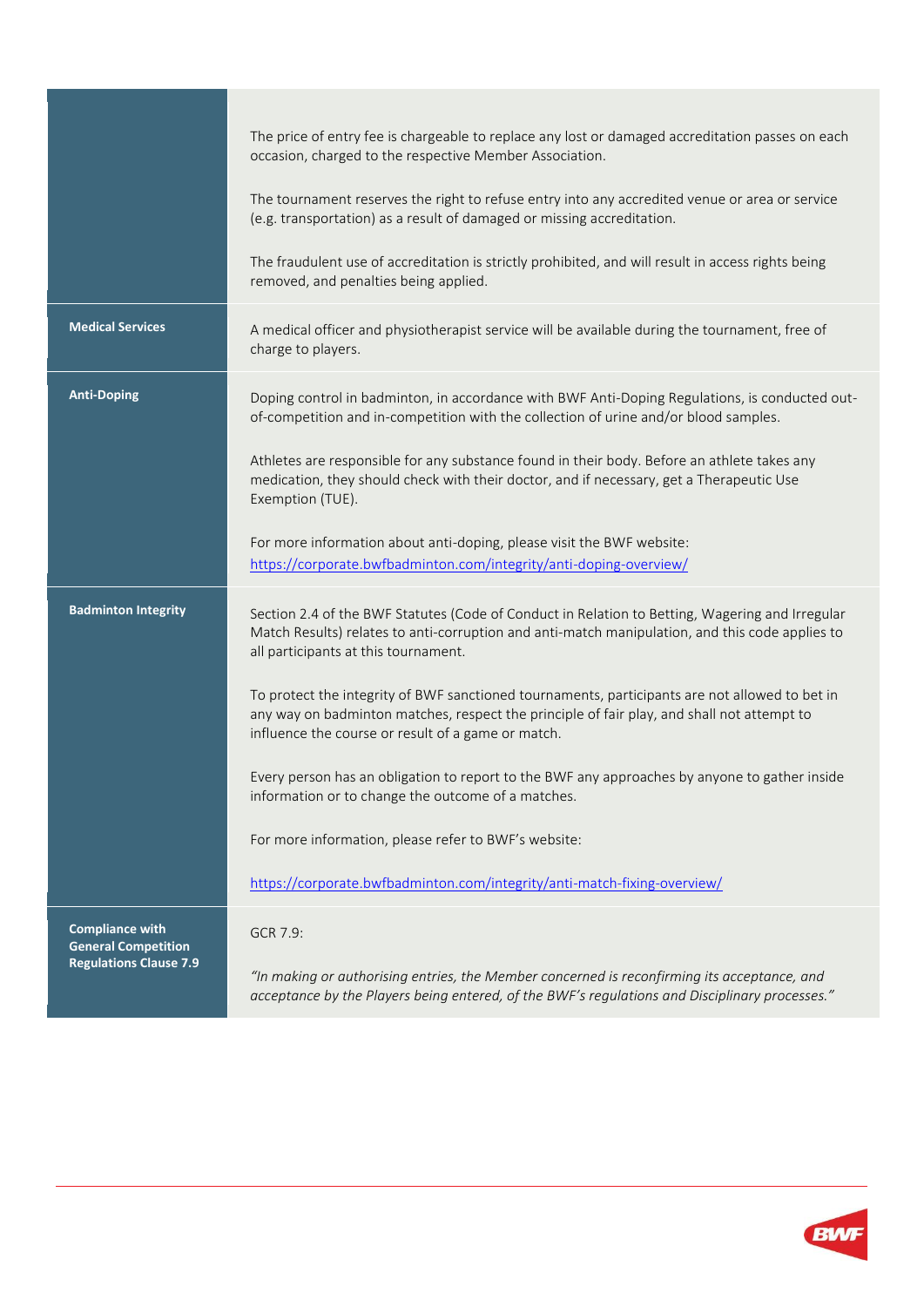| | |
|---|---|
| | The price of entry fee is chargeable to replace any lost or damaged accreditation passes on each occasion, charged to the respective Member Association.<br><br>The tournament reserves the right to refuse entry into any accredited venue or area or service (e.g. transportation) as a result of damaged or missing accreditation.<br><br>The fraudulent use of accreditation is strictly prohibited, and will result in access rights being removed, and penalties being applied. |
| **Medical Services** | A medical officer and physiotherapist service will be available during the tournament, free of charge to players. |
| **Anti-Doping** | Doping control in badminton, in accordance with BWF Anti-Doping Regulations, is conducted out-of-competition and in-competition with the collection of urine and/or blood samples.<br><br>Athletes are responsible for any substance found in their body. Before an athlete takes any medication, they should check with their doctor, and if necessary, get a Therapeutic Use Exemption (TUE).<br><br>For more information about anti-doping, please visit the BWF website: https://corporate.bwfbadminton.com/integrity/anti-doping-overview/ |
| **Badminton Integrity** | Section 2.4 of the BWF Statutes (Code of Conduct in Relation to Betting, Wagering and Irregular Match Results) relates to anti-corruption and anti-match manipulation, and this code applies to all participants at this tournament.<br><br>To protect the integrity of BWF sanctioned tournaments, participants are not allowed to bet in any way on badminton matches, respect the principle of fair play, and shall not attempt to influence the course or result of a game or match.<br><br>Every person has an obligation to report to the BWF any approaches by anyone to gather inside information or to change the outcome of a matches.<br><br>For more information, please refer to BWF's website:<br><br>https://corporate.bwfbadminton.com/integrity/anti-match-fixing-overview/ |
| **Compliance with General Competition Regulations Clause 7.9** | GCR 7.9:<br><br>*"In making or authorising entries, the Member concerned is reconfirming its acceptance, and acceptance by the Players being entered, of the BWF's regulations and Disciplinary processes."* |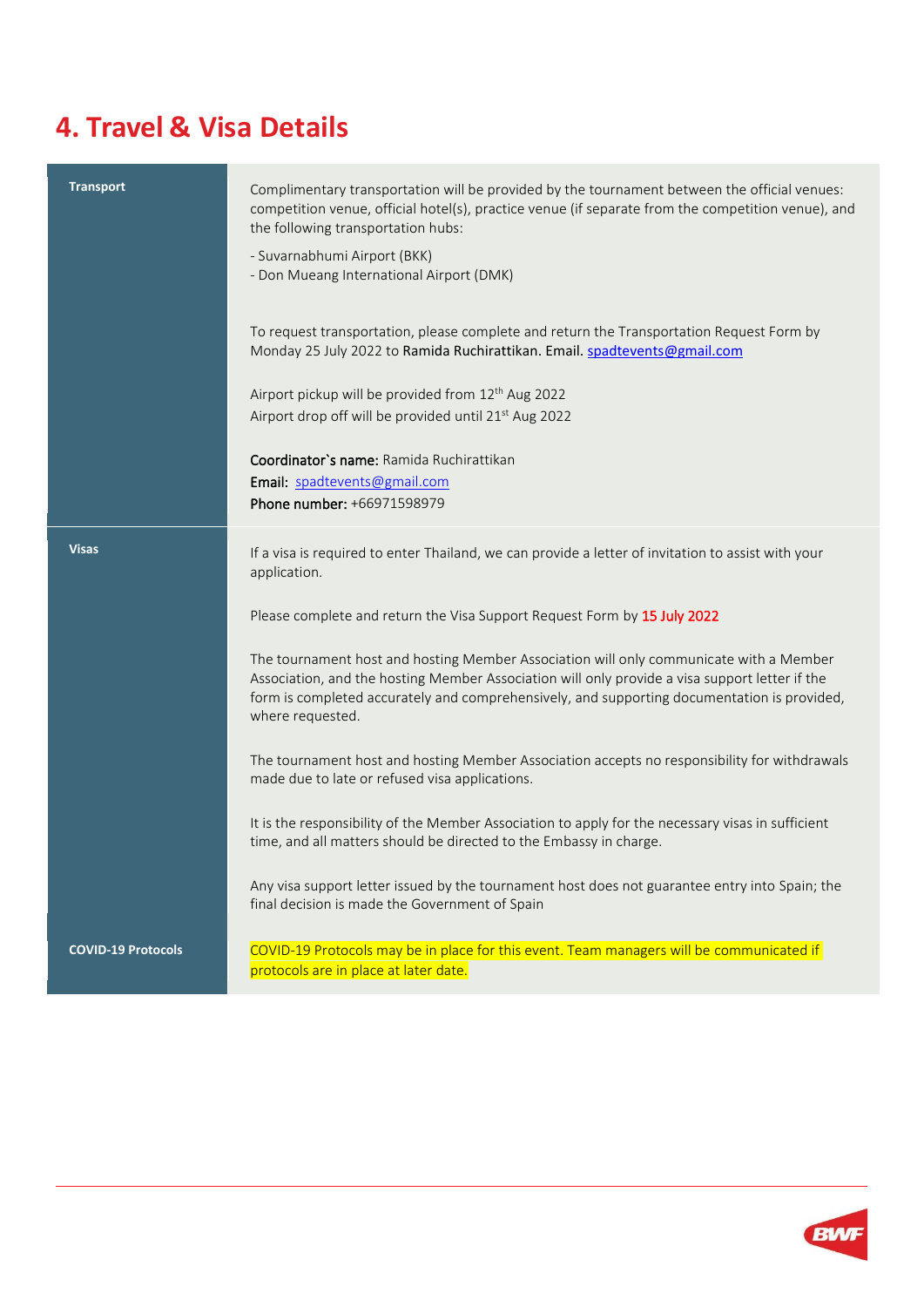# 4. Travel & Visa Details

| | |
|---|---|
| **Transport** | Complimentary transportation will be provided by the tournament between the official venues: competition venue, official hotel(s), practice venue (if separate from the competition venue), and the following transportation hubs:<br><br>- Suvarnabhumi Airport (BKK)<br>- Don Mueang International Airport (DMK)<br><br>To request transportation, please complete and return the Transportation Request Form by Monday 25 July 2022 to Ramida Ruchirattikan. Email. spadtevents@gmail.com<br><br>Airport pickup will be provided from 12th Aug 2022<br>Airport drop off will be provided until 21st Aug 2022<br><br>**Coordinator`s name:** Ramida Ruchirattikan<br>**Email:** spadtevents@gmail.com<br>**Phone number:** +66971598979 |
| **Visas** | If a visa is required to enter Thailand, we can provide a letter of invitation to assist with your application.<br><br>Please complete and return the Visa Support Request Form by 15 July 2022<br><br>The tournament host and hosting Member Association will only communicate with a Member Association, and the hosting Member Association will only provide a visa support letter if the form is completed accurately and comprehensively, and supporting documentation is provided, where requested.<br><br>The tournament host and hosting Member Association accepts no responsibility for withdrawals made due to late or refused visa applications.<br><br>It is the responsibility of the Member Association to apply for the necessary visas in sufficient time, and all matters should be directed to the Embassy in charge.<br><br>Any visa support letter issued by the tournament host does not guarantee entry into Spain; the final decision is made the Government of Spain |
| **COVID-19 Protocols** | COVID-19 Protocols may be in place for this event. Team managers will be communicated if protocols are in place at later date. |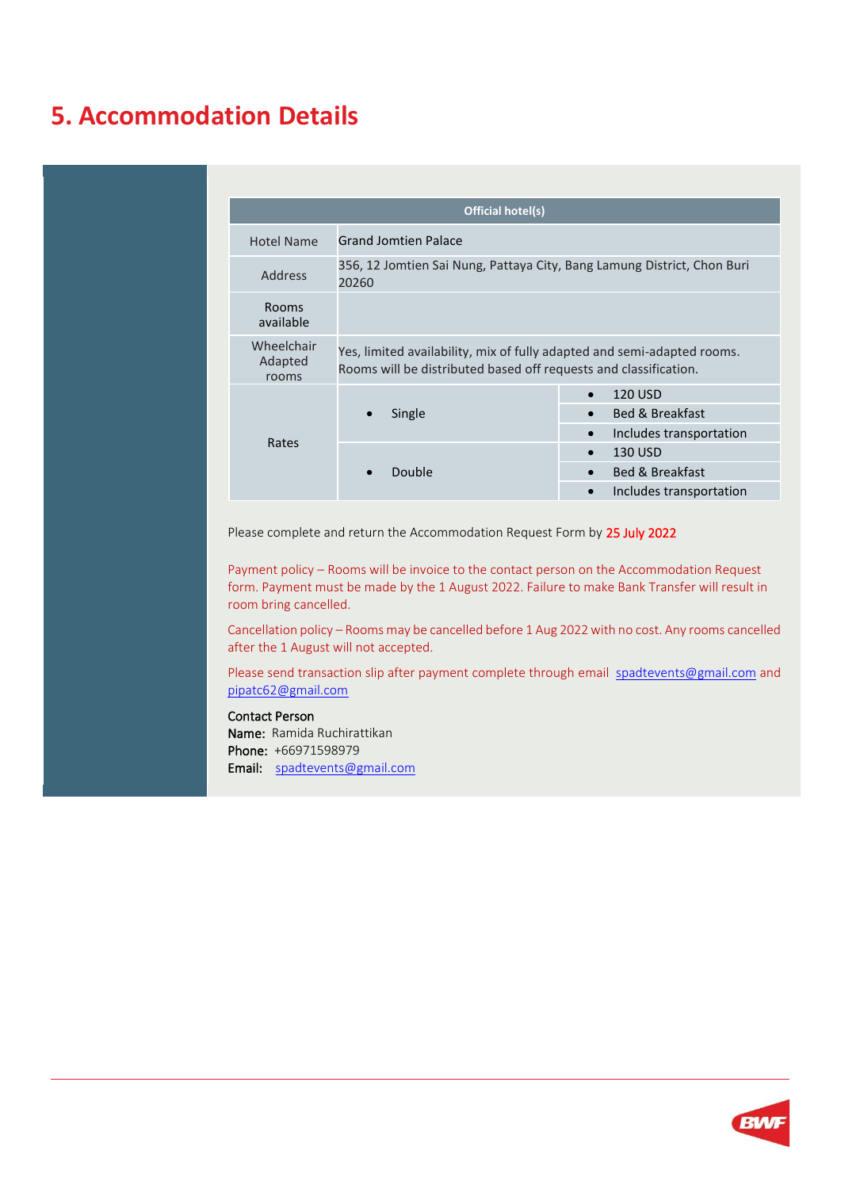# 5. Accommodation Details

| Official hotel(s) | | |
|---|---|---|
| Hotel Name | Grand Jomtien Palace | |
| Address | 356, 12 Jomtien Sai Nung, Pattaya City, Bang Lamung District, Chon Buri 20260 | |
| Rooms available | | |
| Wheelchair Adapted rooms | Yes, limited availability, mix of fully adapted and semi-adapted rooms. Rooms will be distributed based off requests and classification. | |
| Rates | • Single | • 120 USD<br>• Bed & Breakfast<br>• Includes transportation |
| | • Double | • 130 USD<br>• Bed & Breakfast<br>• Includes transportation |

Please complete and return the Accommodation Request Form by 25 July 2022

Payment policy – Rooms will be invoice to the contact person on the Accommodation Request form. Payment must be made by the 1 August 2022. Failure to make Bank Transfer will result in room bring cancelled.

Cancellation policy – Rooms may be cancelled before 1 Aug 2022 with no cost. Any rooms cancelled after the 1 August will not accepted.

Please send transaction slip after payment complete through email spadtevents@gmail.com and pipatc62@gmail.com

Contact Person
**Name:** Ramida Ruchirattikan
**Phone:** +66971598979
**Email:** spadtevents@gmail.com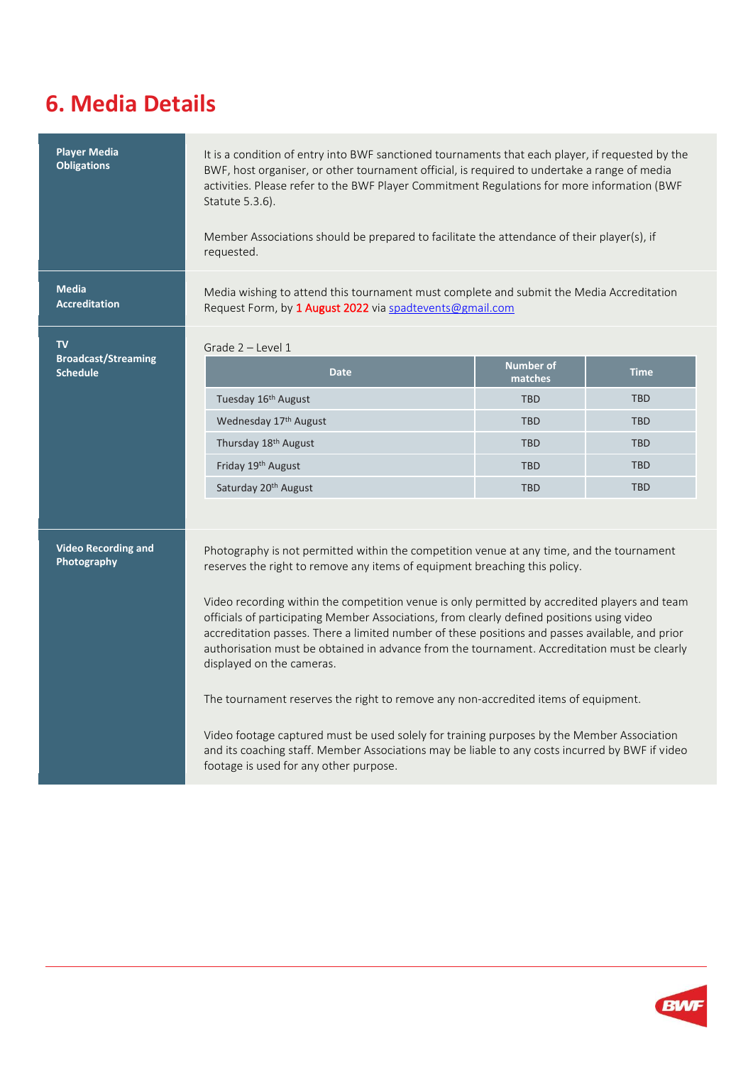# 6. Media Details

| | |
|---|---|
| **Player Media Obligations** | It is a condition of entry into BWF sanctioned tournaments that each player, if requested by the BWF, host organiser, or other tournament official, is required to undertake a range of media activities. Please refer to the BWF Player Commitment Regulations for more information (BWF Statute 5.3.6).<br><br>Member Associations should be prepared to facilitate the attendance of their player(s), if requested. |
| **Media Accreditation** | Media wishing to attend this tournament must complete and submit the Media Accreditation Request Form, by 1 August 2022 via spadtevents@gmail.com |
| **TV Broadcast/Streaming Schedule** | Grade 2 – Level 1 (see table below) |
| **Video Recording and Photography** | Photography is not permitted within the competition venue at any time, and the tournament reserves the right to remove any items of equipment breaching this policy.<br><br>Video recording within the competition venue is only permitted by accredited players and team officials of participating Member Associations, from clearly defined positions using video accreditation passes. There a limited number of these positions and passes available, and prior authorisation must be obtained in advance from the tournament. Accreditation must be clearly displayed on the cameras.<br><br>The tournament reserves the right to remove any non-accredited items of equipment.<br><br>Video footage captured must be used solely for training purposes by the Member Association and its coaching staff. Member Associations may be liable to any costs incurred by BWF if video footage is used for any other purpose. |

Grade 2 – Level 1

| Date | Number of matches | Time |
|---|---|---|
| Tuesday 16th August | TBD | TBD |
| Wednesday 17th August | TBD | TBD |
| Thursday 18th August | TBD | TBD |
| Friday 19th August | TBD | TBD |
| Saturday 20th August | TBD | TBD |